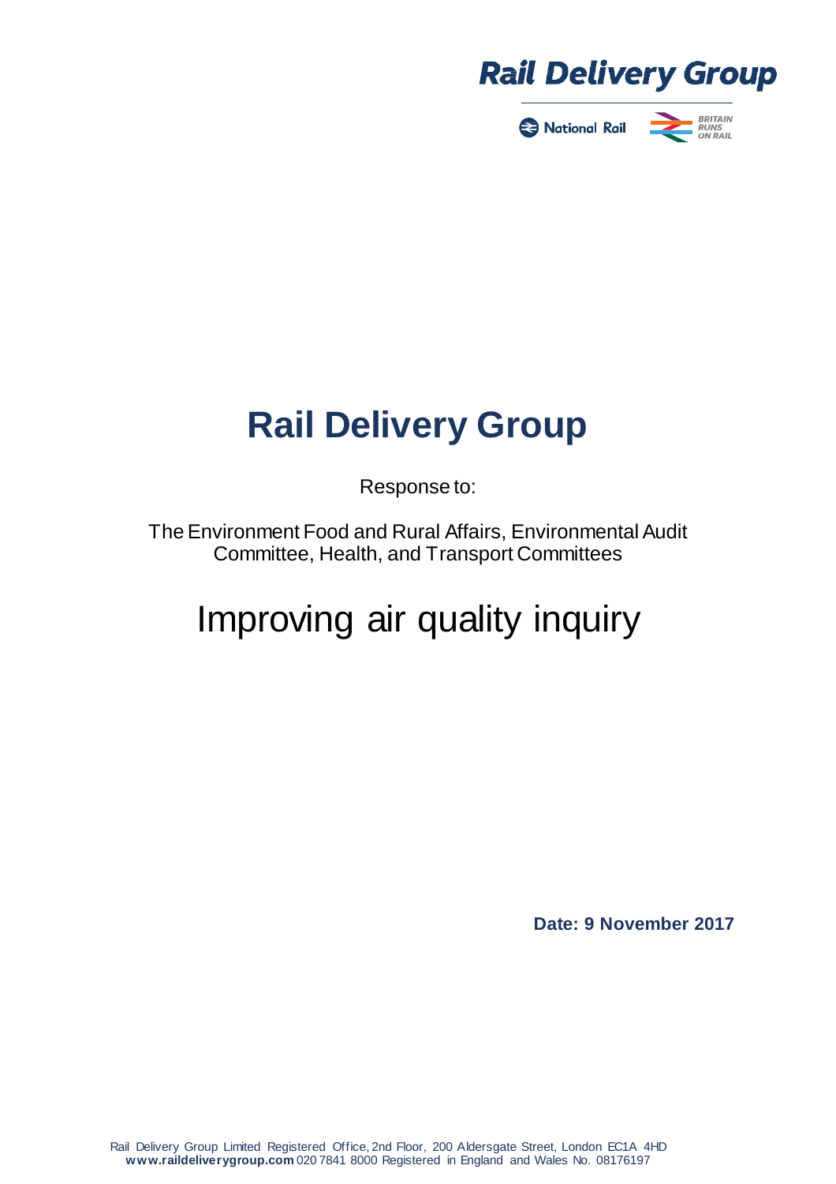# Rail Delivery Group

Response to:

The Environment Food and Rural Affairs, Environmental Audit Committee, Health, and Transport Committees

# Improving air quality inquiry

**Date: 9 November 2017**

Rail Delivery Group Limited Registered Office, 2nd Floor, 200 Aldersgate Street, London EC1A 4HD
**www.raildeliverygroup.com** 020 7841 8000 Registered in England and Wales No. 08176197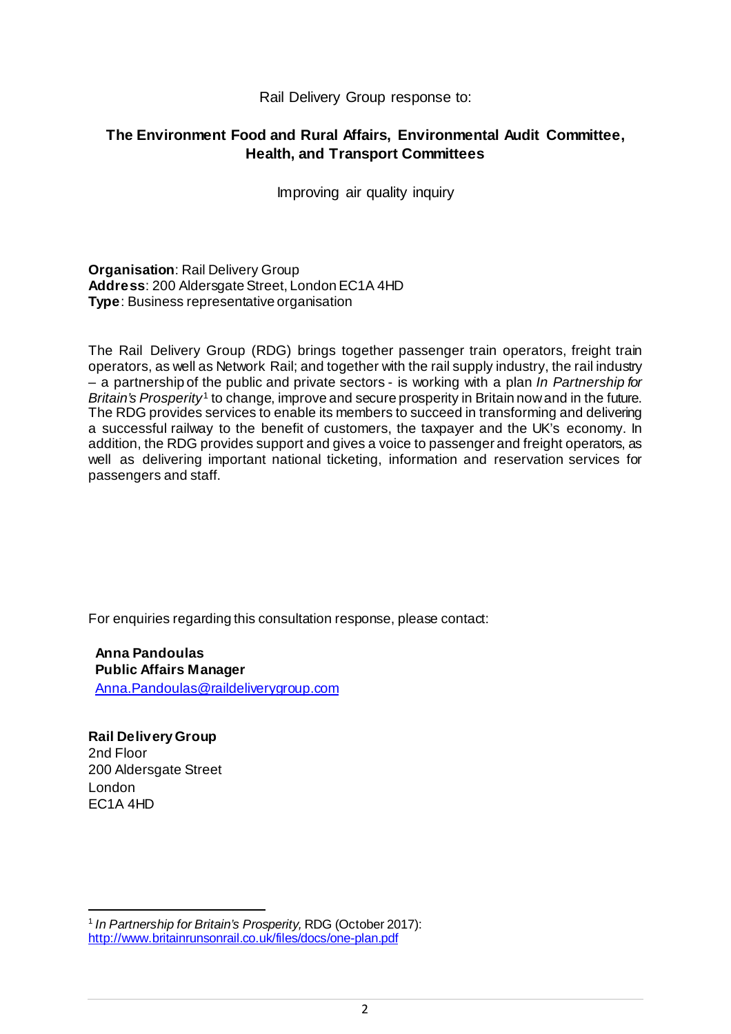Rail Delivery Group response to:

**The Environment Food and Rural Affairs, Environmental Audit Committee, Health, and Transport Committees**

Improving air quality inquiry

**Organisation**: Rail Delivery Group
**Address**: 200 Aldersgate Street, London EC1A 4HD
**Type**: Business representative organisation

The Rail Delivery Group (RDG) brings together passenger train operators, freight train operators, as well as Network Rail; and together with the rail supply industry, the rail industry – a partnership of the public and private sectors - is working with a plan *In Partnership for Britain's Prosperity*[1] to change, improve and secure prosperity in Britain now and in the future. The RDG provides services to enable its members to succeed in transforming and delivering a successful railway to the benefit of customers, the taxpayer and the UK's economy. In addition, the RDG provides support and gives a voice to passenger and freight operators, as well as delivering important national ticketing, information and reservation services for passengers and staff.

For enquiries regarding this consultation response, please contact:

**Anna Pandoulas**
**Public Affairs Manager**
Anna.Pandoulas@raildeliverygroup.com

**Rail Delivery Group**
2nd Floor
200 Aldersgate Street
London
EC1A 4HD

[1] *In Partnership for Britain's Prosperity*, RDG (October 2017): http://www.britainrunsonrail.co.uk/files/docs/one-plan.pdf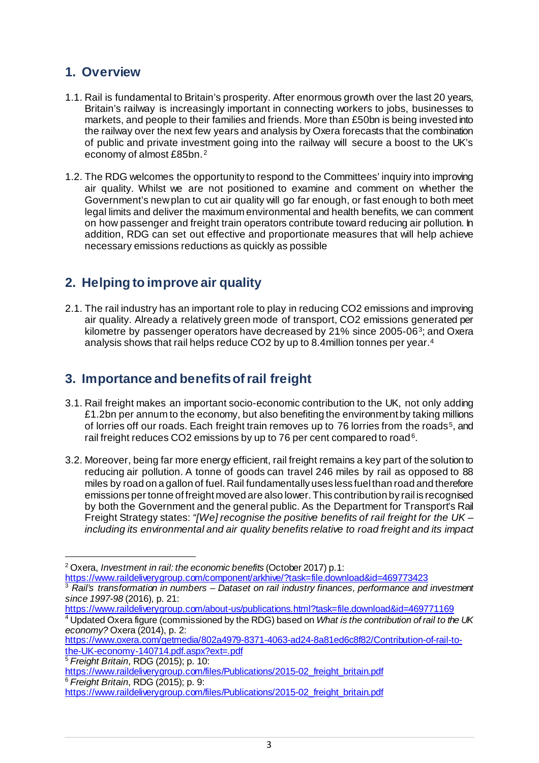## 1. Overview

1.1. Rail is fundamental to Britain's prosperity. After enormous growth over the last 20 years, Britain's railway is increasingly important in connecting workers to jobs, businesses to markets, and people to their families and friends. More than £50bn is being invested into the railway over the next few years and analysis by Oxera forecasts that the combination of public and private investment going into the railway will secure a boost to the UK's economy of almost £85bn.[2]

1.2. The RDG welcomes the opportunity to respond to the Committees' inquiry into improving air quality. Whilst we are not positioned to examine and comment on whether the Government's new plan to cut air quality will go far enough, or fast enough to both meet legal limits and deliver the maximum environmental and health benefits, we can comment on how passenger and freight train operators contribute toward reducing air pollution. In addition, RDG can set out effective and proportionate measures that will help achieve necessary emissions reductions as quickly as possible

## 2. Helping to improve air quality

2.1. The rail industry has an important role to play in reducing $CO_2$ emissions and improving air quality. Already a relatively green mode of transport, $CO_2$ emissions generated per kilometre by passenger operators have decreased by 21% since 2005-06[3]; and Oxera analysis shows that rail helps reduce $CO_2$ by up to 8.4million tonnes per year.[4]

## 3. Importance and benefits of rail freight

3.1. Rail freight makes an important socio-economic contribution to the UK, not only adding £1.2bn per annum to the economy, but also benefiting the environment by taking millions of lorries off our roads. Each freight train removes up to 76 lorries from the roads[5], and rail freight reduces $CO_2$ emissions by up to 76 per cent compared to road[6].

3.2. Moreover, being far more energy efficient, rail freight remains a key part of the solution to reducing air pollution. A tonne of goods can travel 246 miles by rail as opposed to 88 miles by road on a gallon of fuel. Rail fundamentally uses less fuel than road and therefore emissions per tonne of freight moved are also lower. This contribution by rail is recognised by both the Government and the general public. As the Department for Transport's Rail Freight Strategy states: *"[We] recognise the positive benefits of rail freight for the UK – including its environmental and air quality benefits relative to road freight and its impact*

---

[2] Oxera, *Investment in rail: the economic benefits* (October 2017) p.1: https://www.raildeliverygroup.com/component/arkhive/?task=file.download&id=469773423

[3] *Rail's transformation in numbers – Dataset on rail industry finances, performance and investment since 1997-98* (2016), p. 21: https://www.raildeliverygroup.com/about-us/publications.html?task=file.download&id=469771169

[4] Updated Oxera figure (commissioned by the RDG) based on *What is the contribution of rail to the UK economy?* Oxera (2014), p. 2: https://www.oxera.com/getmedia/802a4979-8371-4063-ad24-8a81ed6c8f82/Contribution-of-rail-to-the-UK-economy-140714.pdf.aspx?ext=.pdf

[5] *Freight Britain*, RDG (2015); p. 10: https://www.raildeliverygroup.com/files/Publications/2015-02_freight_britain.pdf

[6] *Freight Britain*, RDG (2015); p. 9: https://www.raildeliverygroup.com/files/Publications/2015-02_freight_britain.pdf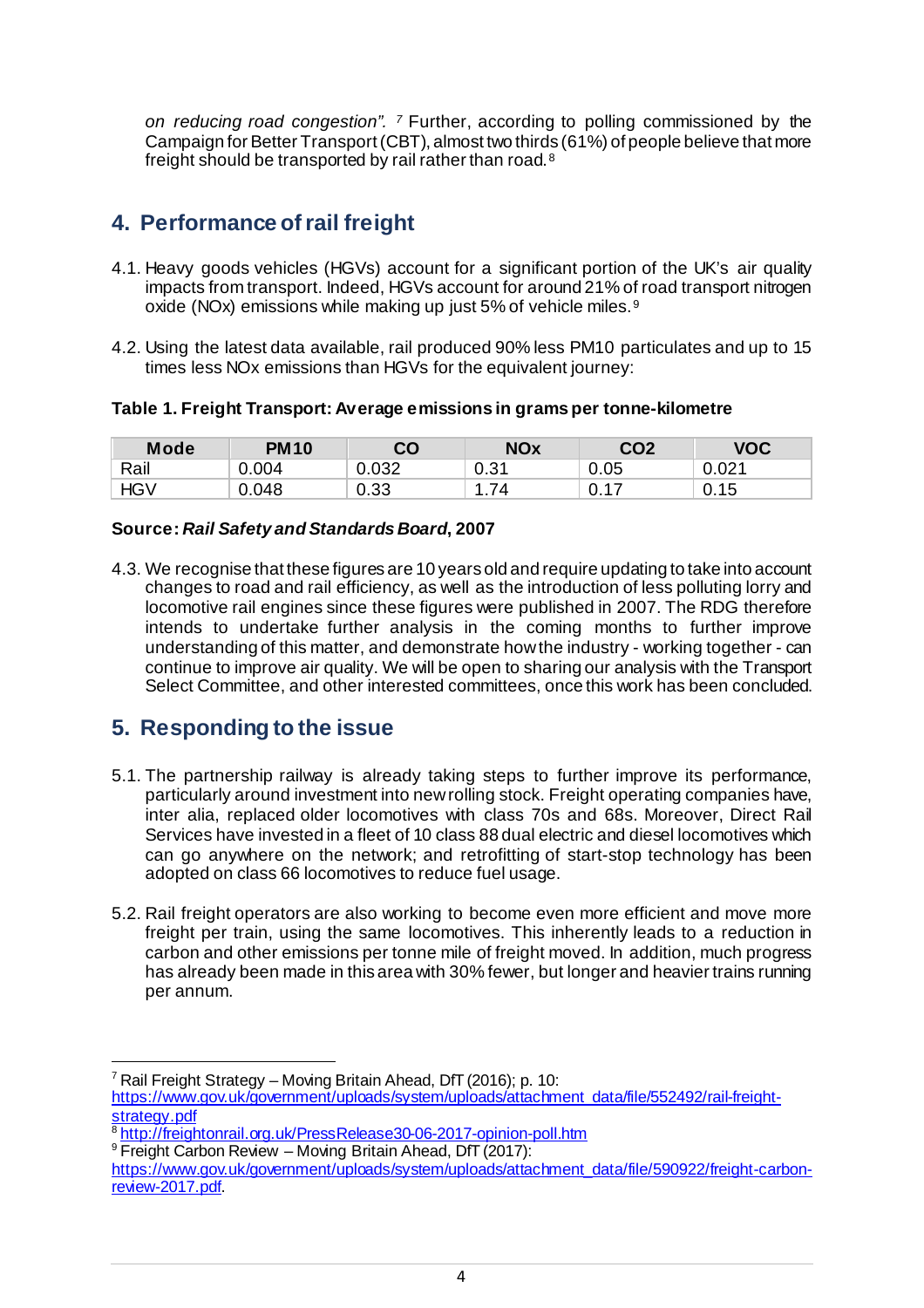*on reducing road congestion".* [7] Further, according to polling commissioned by the Campaign for Better Transport (CBT), almost two thirds (61%) of people believe that more freight should be transported by rail rather than road.[8]

## 4. Performance of rail freight

4.1. Heavy goods vehicles (HGVs) account for a significant portion of the UK's air quality impacts from transport. Indeed, HGVs account for around 21% of road transport nitrogen oxide (NOx) emissions while making up just 5% of vehicle miles.[9]

4.2. Using the latest data available, rail produced 90% less PM10 particulates and up to 15 times less NOx emissions than HGVs for the equivalent journey:

**Table 1. Freight Transport: Average emissions in grams per tonne-kilometre**

| Mode | PM10 | CO | NOx | CO2 | VOC |
|---|---|---|---|---|---|
| Rail | 0.004 | 0.032 | 0.31 | 0.05 | 0.021 |
| HGV | 0.048 | 0.33 | 1.74 | 0.17 | 0.15 |

**Source: *Rail Safety and Standards Board*, 2007**

4.3. We recognise that these figures are 10 years old and require updating to take into account changes to road and rail efficiency, as well as the introduction of less polluting lorry and locomotive rail engines since these figures were published in 2007. The RDG therefore intends to undertake further analysis in the coming months to further improve understanding of this matter, and demonstrate how the industry - working together - can continue to improve air quality. We will be open to sharing our analysis with the Transport Select Committee, and other interested committees, once this work has been concluded.

## 5. Responding to the issue

5.1. The partnership railway is already taking steps to further improve its performance, particularly around investment into new rolling stock. Freight operating companies have, inter alia, replaced older locomotives with class 70s and 68s. Moreover, Direct Rail Services have invested in a fleet of 10 class 88 dual electric and diesel locomotives which can go anywhere on the network; and retrofitting of start-stop technology has been adopted on class 66 locomotives to reduce fuel usage.

5.2. Rail freight operators are also working to become even more efficient and move more freight per train, using the same locomotives. This inherently leads to a reduction in carbon and other emissions per tonne mile of freight moved. In addition, much progress has already been made in this area with 30% fewer, but longer and heavier trains running per annum.

---

[7] Rail Freight Strategy – Moving Britain Ahead, DfT (2016); p. 10: https://www.gov.uk/government/uploads/system/uploads/attachment_data/file/552492/rail-freight-strategy.pdf

[8] http://freightonrail.org.uk/PressRelease30-06-2017-opinion-poll.htm

[9] Freight Carbon Review – Moving Britain Ahead, DfT (2017): https://www.gov.uk/government/uploads/system/uploads/attachment_data/file/590922/freight-carbon-review-2017.pdf.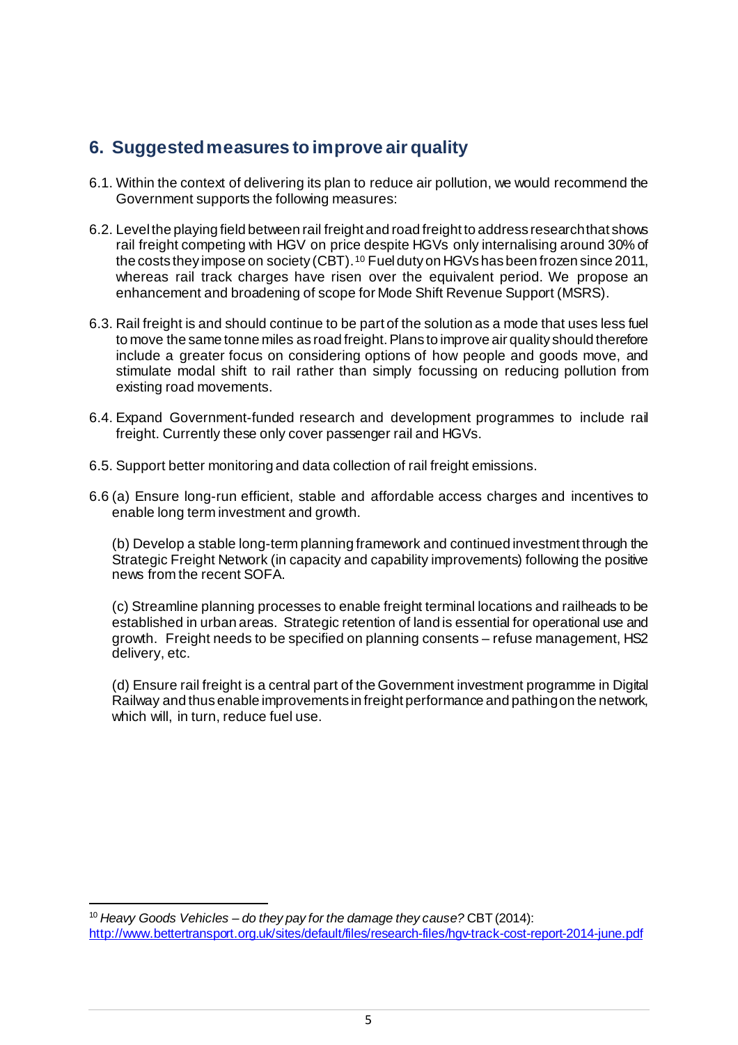## 6. Suggested measures to improve air quality

6.1. Within the context of delivering its plan to reduce air pollution, we would recommend the Government supports the following measures:

6.2. Level the playing field between rail freight and road freight to address research that shows rail freight competing with HGV on price despite HGVs only internalising around 30% of the costs they impose on society (CBT).[10] Fuel duty on HGVs has been frozen since 2011, whereas rail track charges have risen over the equivalent period. We propose an enhancement and broadening of scope for Mode Shift Revenue Support (MSRS).

6.3. Rail freight is and should continue to be part of the solution as a mode that uses less fuel to move the same tonne miles as road freight. Plans to improve air quality should therefore include a greater focus on considering options of how people and goods move, and stimulate modal shift to rail rather than simply focussing on reducing pollution from existing road movements.

6.4. Expand Government-funded research and development programmes to include rail freight. Currently these only cover passenger rail and HGVs.

6.5. Support better monitoring and data collection of rail freight emissions.

6.6 (a) Ensure long-run efficient, stable and affordable access charges and incentives to enable long term investment and growth.

(b) Develop a stable long-term planning framework and continued investment through the Strategic Freight Network (in capacity and capability improvements) following the positive news from the recent SOFA.

(c) Streamline planning processes to enable freight terminal locations and railheads to be established in urban areas. Strategic retention of land is essential for operational use and growth. Freight needs to be specified on planning consents – refuse management, HS2 delivery, etc.

(d) Ensure rail freight is a central part of the Government investment programme in Digital Railway and thus enable improvements in freight performance and pathing on the network, which will, in turn, reduce fuel use.

---

[10] *Heavy Goods Vehicles – do they pay for the damage they cause?* CBT (2014): http://www.bettertransport.org.uk/sites/default/files/research-files/hgv-track-cost-report-2014-june.pdf